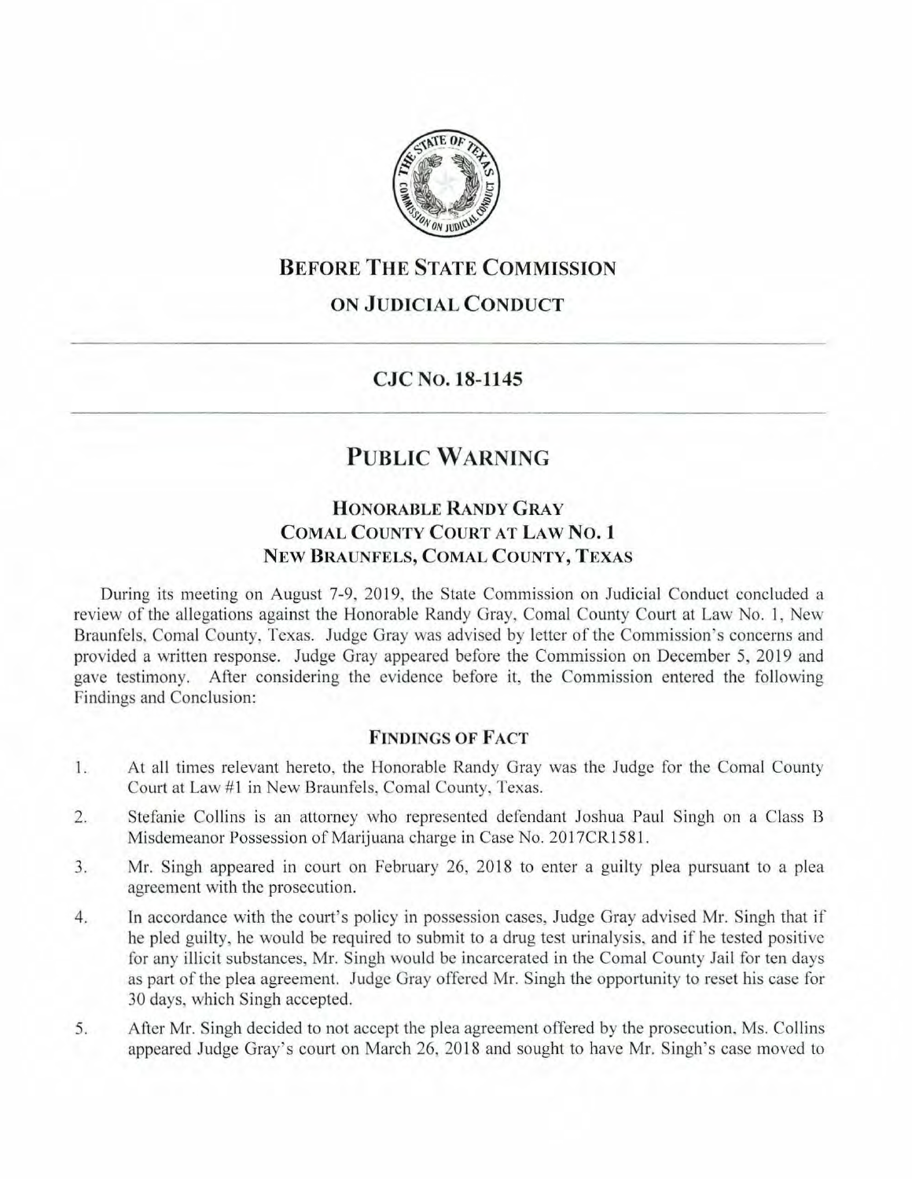# BEFORE THE STATE COMMISSION ON JUDICIAL CONDUCT

## CJC NO. 18-1145

# PUBLIC WARNING

### HONORABLE RANDY GRAY
### COMAL COUNTY COURT AT LAW NO. 1
### NEW BRAUNFELS, COMAL COUNTY, TEXAS

During its meeting on August 7-9, 2019, the State Commission on Judicial Conduct concluded a review of the allegations against the Honorable Randy Gray, Comal County Court at Law No. 1, New Braunfels, Comal County, Texas. Judge Gray was advised by letter of the Commission's concerns and provided a written response. Judge Gray appeared before the Commission on December 5, 2019 and gave testimony. After considering the evidence before it, the Commission entered the following Findings and Conclusion:

### FINDINGS OF FACT

1. At all times relevant hereto, the Honorable Randy Gray was the Judge for the Comal County Court at Law #1 in New Braunfels, Comal County, Texas.

2. Stefanie Collins is an attorney who represented defendant Joshua Paul Singh on a Class B Misdemeanor Possession of Marijuana charge in Case No. 2017CR1581.

3. Mr. Singh appeared in court on February 26, 2018 to enter a guilty plea pursuant to a plea agreement with the prosecution.

4. In accordance with the court's policy in possession cases, Judge Gray advised Mr. Singh that if he pled guilty, he would be required to submit to a drug test urinalysis, and if he tested positive for any illicit substances, Mr. Singh would be incarcerated in the Comal County Jail for ten days as part of the plea agreement. Judge Gray offered Mr. Singh the opportunity to reset his case for 30 days, which Singh accepted.

5. After Mr. Singh decided to not accept the plea agreement offered by the prosecution, Ms. Collins appeared Judge Gray's court on March 26, 2018 and sought to have Mr. Singh's case moved to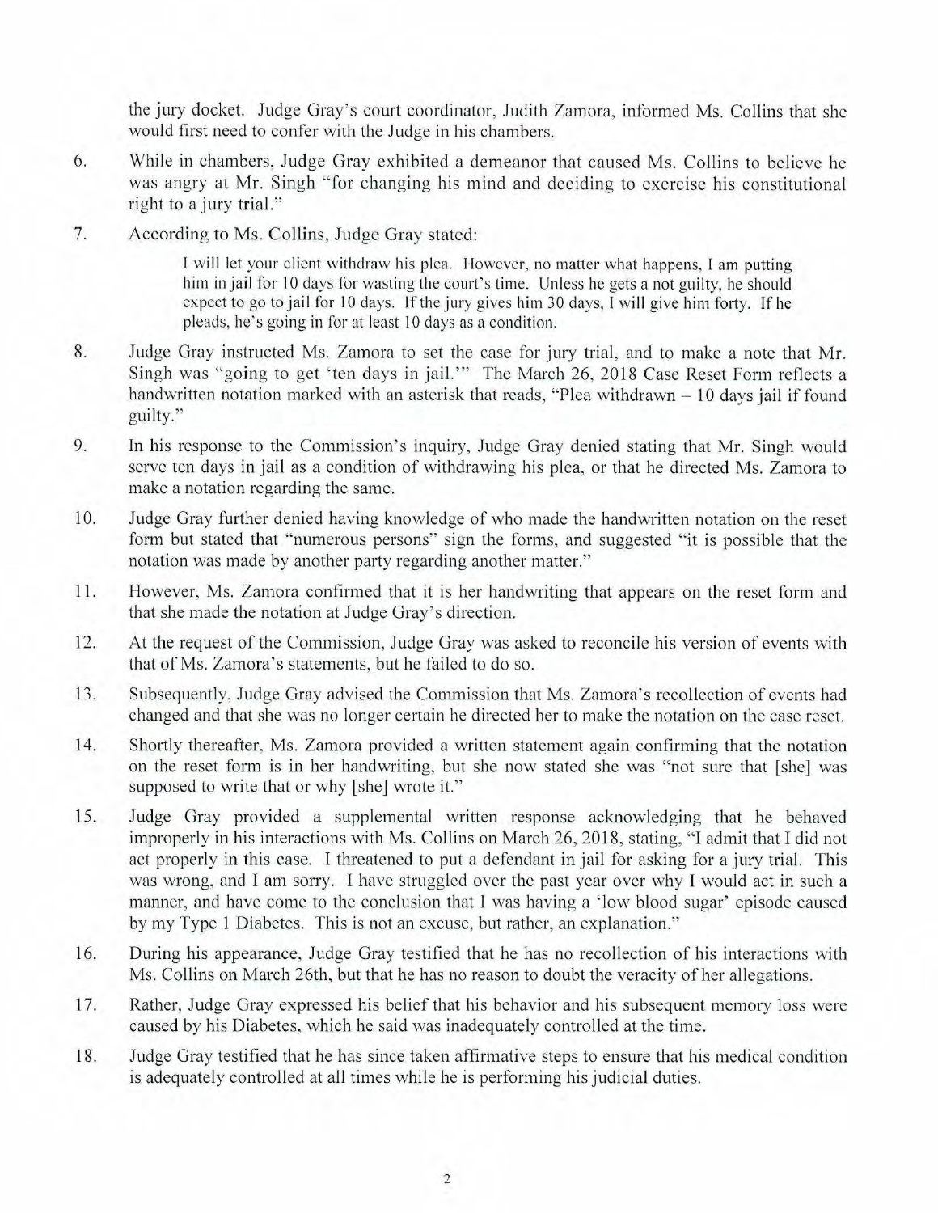the jury docket. Judge Gray's court coordinator, Judith Zamora, informed Ms. Collins that she would first need to confer with the Judge in his chambers.

6. While in chambers, Judge Gray exhibited a demeanor that caused Ms. Collins to believe he was angry at Mr. Singh "for changing his mind and deciding to exercise his constitutional right to a jury trial."

7. According to Ms. Collins, Judge Gray stated:

   > I will let your client withdraw his plea. However, no matter what happens, I am putting him in jail for 10 days for wasting the court's time. Unless he gets a not guilty, he should expect to go to jail for 10 days. If the jury gives him 30 days, I will give him forty. If he pleads, he's going in for at least 10 days as a condition.

8. Judge Gray instructed Ms. Zamora to set the case for jury trial, and to make a note that Mr. Singh was "going to get 'ten days in jail.'" The March 26, 2018 Case Reset Form reflects a handwritten notation marked with an asterisk that reads, "Plea withdrawn – 10 days jail if found guilty."

9. In his response to the Commission's inquiry, Judge Gray denied stating that Mr. Singh would serve ten days in jail as a condition of withdrawing his plea, or that he directed Ms. Zamora to make a notation regarding the same.

10. Judge Gray further denied having knowledge of who made the handwritten notation on the reset form but stated that "numerous persons" sign the forms, and suggested "it is possible that the notation was made by another party regarding another matter."

11. However, Ms. Zamora confirmed that it is her handwriting that appears on the reset form and that she made the notation at Judge Gray's direction.

12. At the request of the Commission, Judge Gray was asked to reconcile his version of events with that of Ms. Zamora's statements, but he failed to do so.

13. Subsequently, Judge Gray advised the Commission that Ms. Zamora's recollection of events had changed and that she was no longer certain he directed her to make the notation on the case reset.

14. Shortly thereafter, Ms. Zamora provided a written statement again confirming that the notation on the reset form is in her handwriting, but she now stated she was "not sure that [she] was supposed to write that or why [she] wrote it."

15. Judge Gray provided a supplemental written response acknowledging that he behaved improperly in his interactions with Ms. Collins on March 26, 2018, stating, "I admit that I did not act properly in this case. I threatened to put a defendant in jail for asking for a jury trial. This was wrong, and I am sorry. I have struggled over the past year over why I would act in such a manner, and have come to the conclusion that I was having a 'low blood sugar' episode caused by my Type 1 Diabetes. This is not an excuse, but rather, an explanation."

16. During his appearance, Judge Gray testified that he has no recollection of his interactions with Ms. Collins on March 26th, but that he has no reason to doubt the veracity of her allegations.

17. Rather, Judge Gray expressed his belief that his behavior and his subsequent memory loss were caused by his Diabetes, which he said was inadequately controlled at the time.

18. Judge Gray testified that he has since taken affirmative steps to ensure that his medical condition is adequately controlled at all times while he is performing his judicial duties.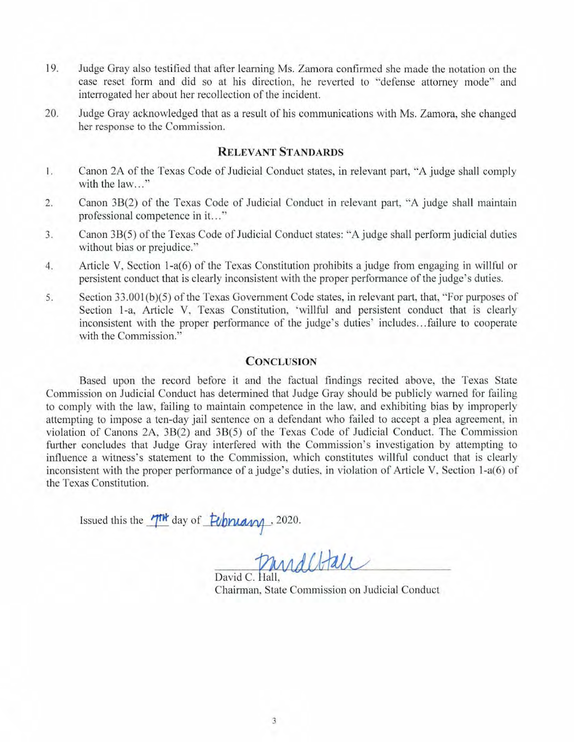19. Judge Gray also testified that after learning Ms. Zamora confirmed she made the notation on the case reset form and did so at his direction, he reverted to "defense attorney mode" and interrogated her about her recollection of the incident.

20. Judge Gray acknowledged that as a result of his communications with Ms. Zamora, she changed her response to the Commission.

## RELEVANT STANDARDS

1. Canon 2A of the Texas Code of Judicial Conduct states, in relevant part, "A judge shall comply with the law…"

2. Canon 3B(2) of the Texas Code of Judicial Conduct in relevant part, "A judge shall maintain professional competence in it…"

3. Canon 3B(5) of the Texas Code of Judicial Conduct states: "A judge shall perform judicial duties without bias or prejudice."

4. Article V, Section 1-a(6) of the Texas Constitution prohibits a judge from engaging in willful or persistent conduct that is clearly inconsistent with the proper performance of the judge's duties.

5. Section 33.001(b)(5) of the Texas Government Code states, in relevant part, that, "For purposes of Section 1-a, Article V, Texas Constitution, 'willful and persistent conduct that is clearly inconsistent with the proper performance of the judge's duties' includes…failure to cooperate with the Commission."

## CONCLUSION

Based upon the record before it and the factual findings recited above, the Texas State Commission on Judicial Conduct has determined that Judge Gray should be publicly warned for failing to comply with the law, failing to maintain competence in the law, and exhibiting bias by improperly attempting to impose a ten-day jail sentence on a defendant who failed to accept a plea agreement, in violation of Canons 2A, 3B(2) and 3B(5) of the Texas Code of Judicial Conduct. The Commission further concludes that Judge Gray interfered with the Commission's investigation by attempting to influence a witness's statement to the Commission, which constitutes willful conduct that is clearly inconsistent with the proper performance of a judge's duties, in violation of Article V, Section 1-a(6) of the Texas Constitution.

Issued this the 7TH day of February, 2020.

David C. Hall,
Chairman, State Commission on Judicial Conduct